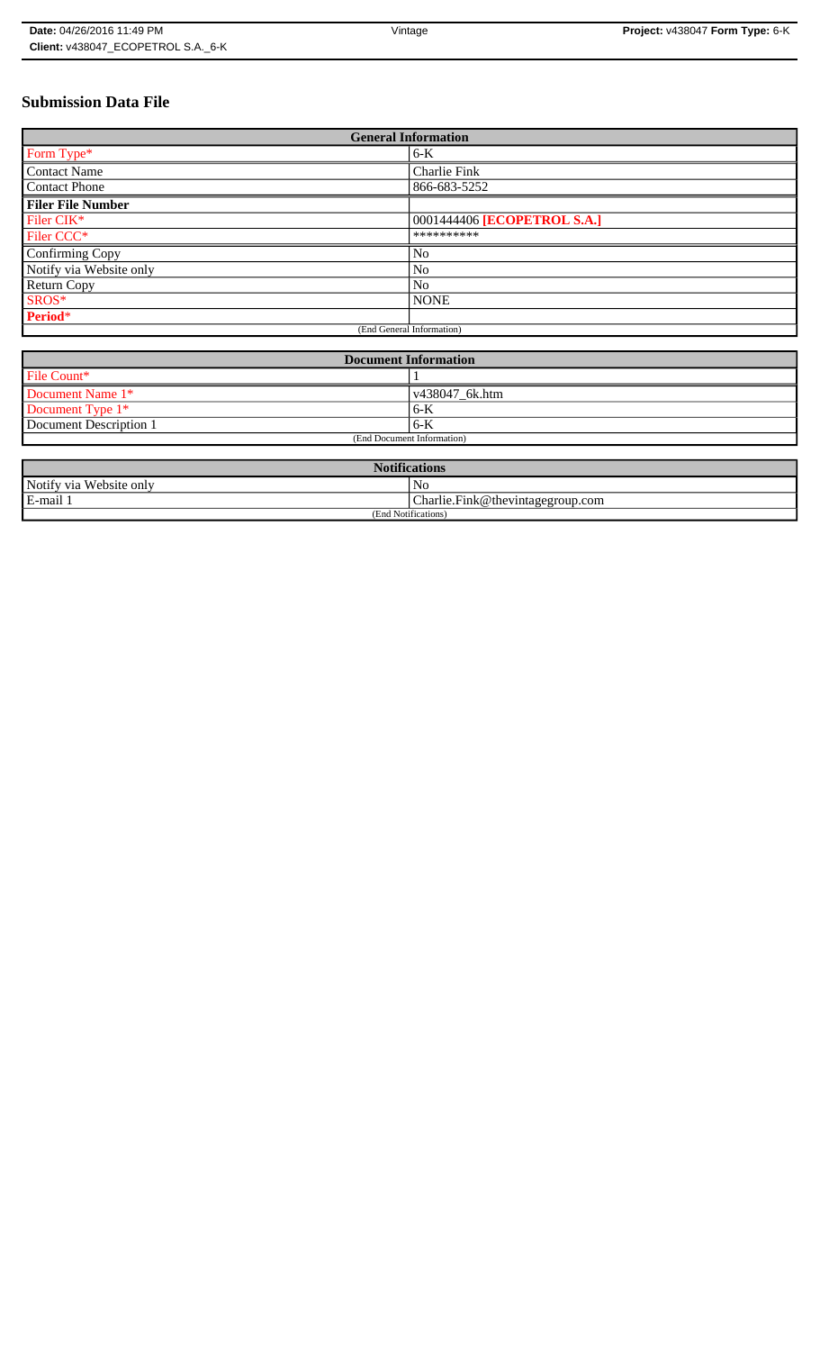# Submission Data File

| General Information | |
|---|---|
| Form Type* | 6-K |
| Contact Name | Charlie Fink |
| Contact Phone | 866-683-5252 |
| **Filer File Number** | |
| Filer CIK* | 0001444406 **[ECOPETROL S.A.]** |
| Filer CCC* | ********** |
| Confirming Copy | No |
| Notify via Website only | No |
| Return Copy | No |
| SROS* | NONE |
| **Period*** | |
| (End General Information) | |

| Document Information | |
|---|---|
| File Count* | 1 |
| Document Name 1* | v438047_6k.htm |
| Document Type 1* | 6-K |
| Document Description 1 | 6-K |
| (End Document Information) | |

| Notifications | |
|---|---|
| Notify via Website only | No |
| E-mail 1 | Charlie.Fink@thevintagegroup.com |
| (End Notifications) | |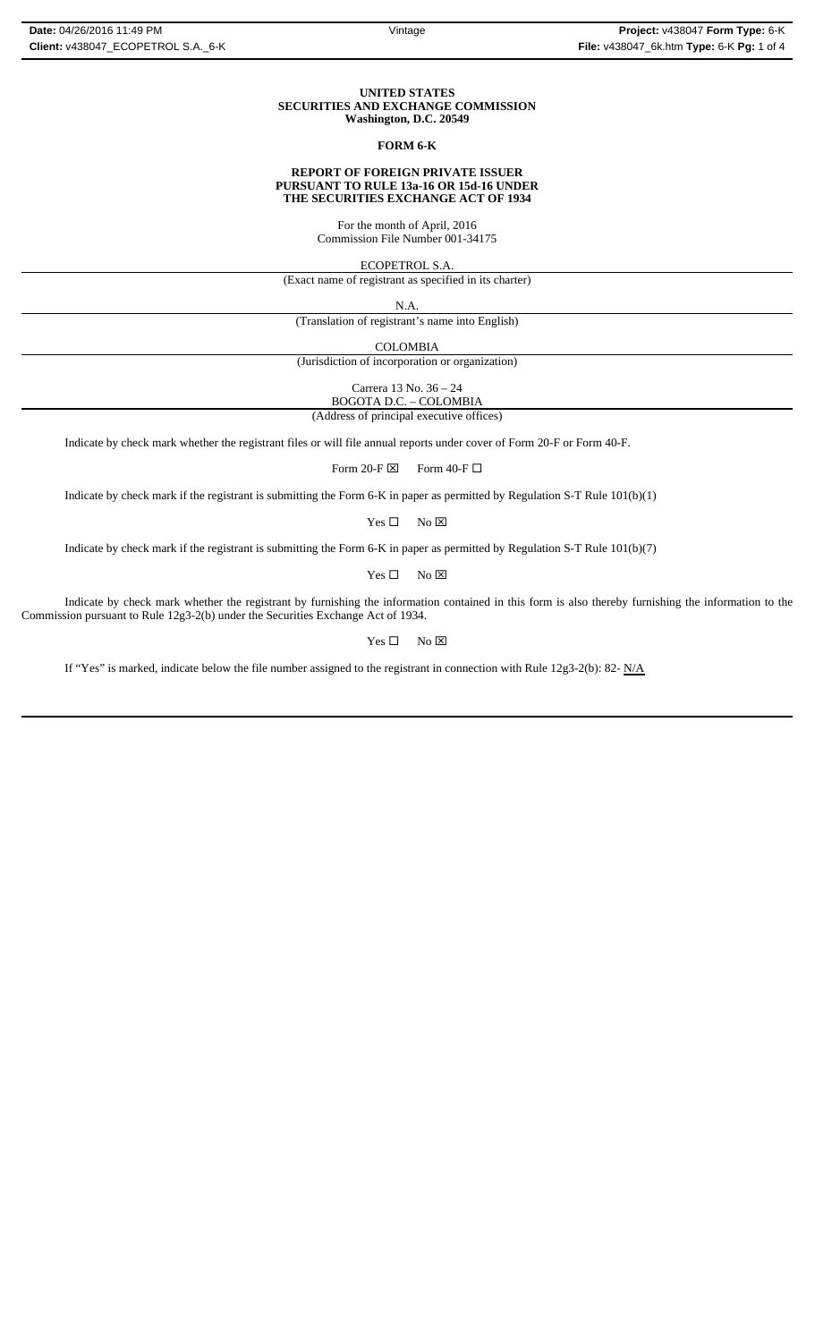**UNITED STATES**
**SECURITIES AND EXCHANGE COMMISSION**
**Washington, D.C. 20549**

**FORM 6-K**

**REPORT OF FOREIGN PRIVATE ISSUER**
**PURSUANT TO RULE 13a-16 OR 15d-16 UNDER**
**THE SECURITIES EXCHANGE ACT OF 1934**

For the month of April, 2016
Commission File Number 001-34175

ECOPETROL S.A.
(Exact name of registrant as specified in its charter)

N.A.
(Translation of registrant's name into English)

COLOMBIA
(Jurisdiction of incorporation or organization)

Carrera 13 No. 36 – 24
BOGOTA D.C. – COLOMBIA
(Address of principal executive offices)

Indicate by check mark whether the registrant files or will file annual reports under cover of Form 20-F or Form 40-F.

Form 20-F ☒ Form 40-F ☐

Indicate by check mark if the registrant is submitting the Form 6-K in paper as permitted by Regulation S-T Rule 101(b)(1)

Yes ☐ No ☒

Indicate by check mark if the registrant is submitting the Form 6-K in paper as permitted by Regulation S-T Rule 101(b)(7)

Yes ☐ No ☒

Indicate by check mark whether the registrant by furnishing the information contained in this form is also thereby furnishing the information to the Commission pursuant to Rule 12g3-2(b) under the Securities Exchange Act of 1934.

Yes ☐ No ☒

If "Yes" is marked, indicate below the file number assigned to the registrant in connection with Rule 12g3-2(b): 82- N/A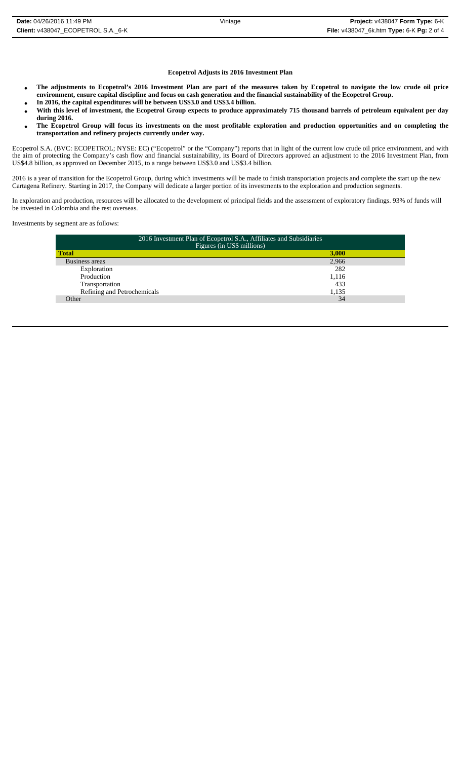**Ecopetrol Adjusts its 2016 Investment Plan**

- **The adjustments to Ecopetrol's 2016 Investment Plan are part of the measures taken by Ecopetrol to navigate the low crude oil price environment, ensure capital discipline and focus on cash generation and the financial sustainability of the Ecopetrol Group.**
- **In 2016, the capital expenditures will be between US$3.0 and US$3.4 billion.**
- **With this level of investment, the Ecopetrol Group expects to produce approximately 715 thousand barrels of petroleum equivalent per day during 2016.**
- **The Ecopetrol Group will focus its investments on the most profitable exploration and production opportunities and on completing the transportation and refinery projects currently under way.**

Ecopetrol S.A. (BVC: ECOPETROL; NYSE: EC) ("Ecopetrol" or the "Company") reports that in light of the current low crude oil price environment, and with the aim of protecting the Company's cash flow and financial sustainability, its Board of Directors approved an adjustment to the 2016 Investment Plan, from US$4.8 billion, as approved on December 2015, to a range between US$3.0 and US$3.4 billion.

2016 is a year of transition for the Ecopetrol Group, during which investments will be made to finish transportation projects and complete the start up the new Cartagena Refinery. Starting in 2017, the Company will dedicate a larger portion of its investments to the exploration and production segments.

In exploration and production, resources will be allocated to the development of principal fields and the assessment of exploratory findings. 93% of funds will be invested in Colombia and the rest overseas.

Investments by segment are as follows:

| 2016 Investment Plan of Ecopetrol S.A., Affiliates and Subsidiaries Figures (in US$ millions) | |
|---|---|
| **Total** | **3,000** |
| Business areas | 2,966 |
| Exploration | 282 |
| Production | 1,116 |
| Transportation | 433 |
| Refining and Petrochemicals | 1,135 |
| Other | 34 |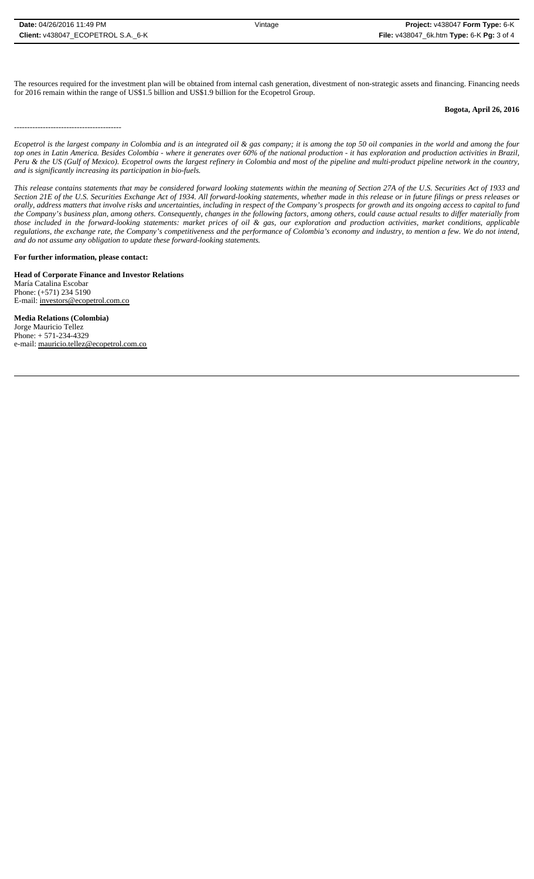The resources required for the investment plan will be obtained from internal cash generation, divestment of non-strategic assets and financing. Financing needs for 2016 remain within the range of US$1.5 billion and US$1.9 billion for the Ecopetrol Group.

**Bogota, April 26, 2016**

-----------------------------------------

*Ecopetrol is the largest company in Colombia and is an integrated oil & gas company; it is among the top 50 oil companies in the world and among the four top ones in Latin America. Besides Colombia - where it generates over 60% of the national production - it has exploration and production activities in Brazil, Peru & the US (Gulf of Mexico). Ecopetrol owns the largest refinery in Colombia and most of the pipeline and multi-product pipeline network in the country, and is significantly increasing its participation in bio-fuels.*

*This release contains statements that may be considered forward looking statements within the meaning of Section 27A of the U.S. Securities Act of 1933 and Section 21E of the U.S. Securities Exchange Act of 1934. All forward-looking statements, whether made in this release or in future filings or press releases or orally, address matters that involve risks and uncertainties, including in respect of the Company's prospects for growth and its ongoing access to capital to fund the Company's business plan, among others. Consequently, changes in the following factors, among others, could cause actual results to differ materially from those included in the forward-looking statements: market prices of oil & gas, our exploration and production activities, market conditions, applicable regulations, the exchange rate, the Company's competitiveness and the performance of Colombia's economy and industry, to mention a few. We do not intend, and do not assume any obligation to update these forward-looking statements.*

**For further information, please contact:**

**Head of Corporate Finance and Investor Relations**
María Catalina Escobar
Phone: (+571) 234 5190
E-mail: investors@ecopetrol.com.co

**Media Relations (Colombia)**
Jorge Mauricio Tellez
Phone: + 571-234-4329
e-mail: mauricio.tellez@ecopetrol.com.co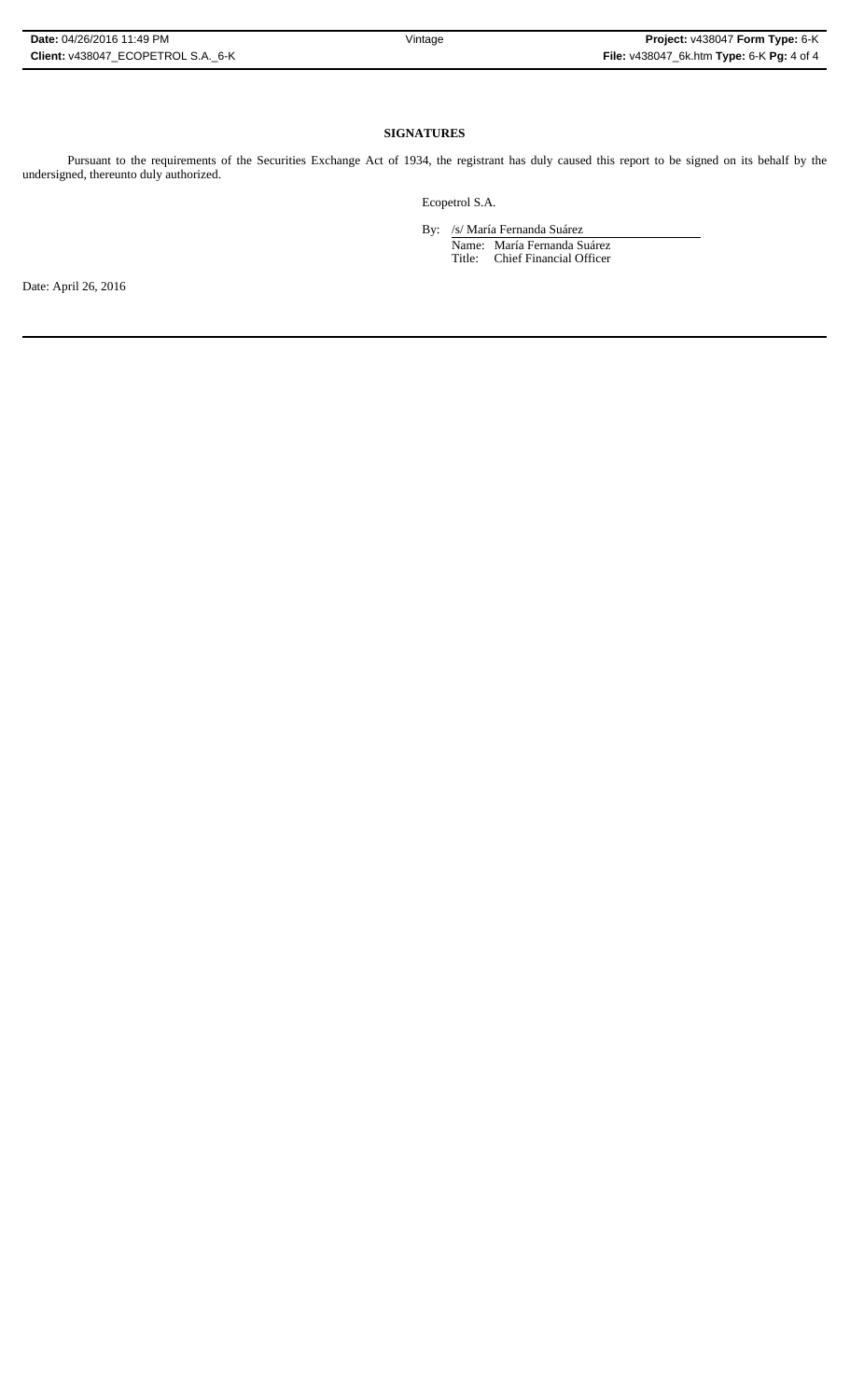## SIGNATURES

Pursuant to the requirements of the Securities Exchange Act of 1934, the registrant has duly caused this report to be signed on its behalf by the undersigned, thereunto duly authorized.

Ecopetrol S.A.

By: /s/ María Fernanda Suárez

Name: María Fernanda Suárez

Title: Chief Financial Officer

Date: April 26, 2016